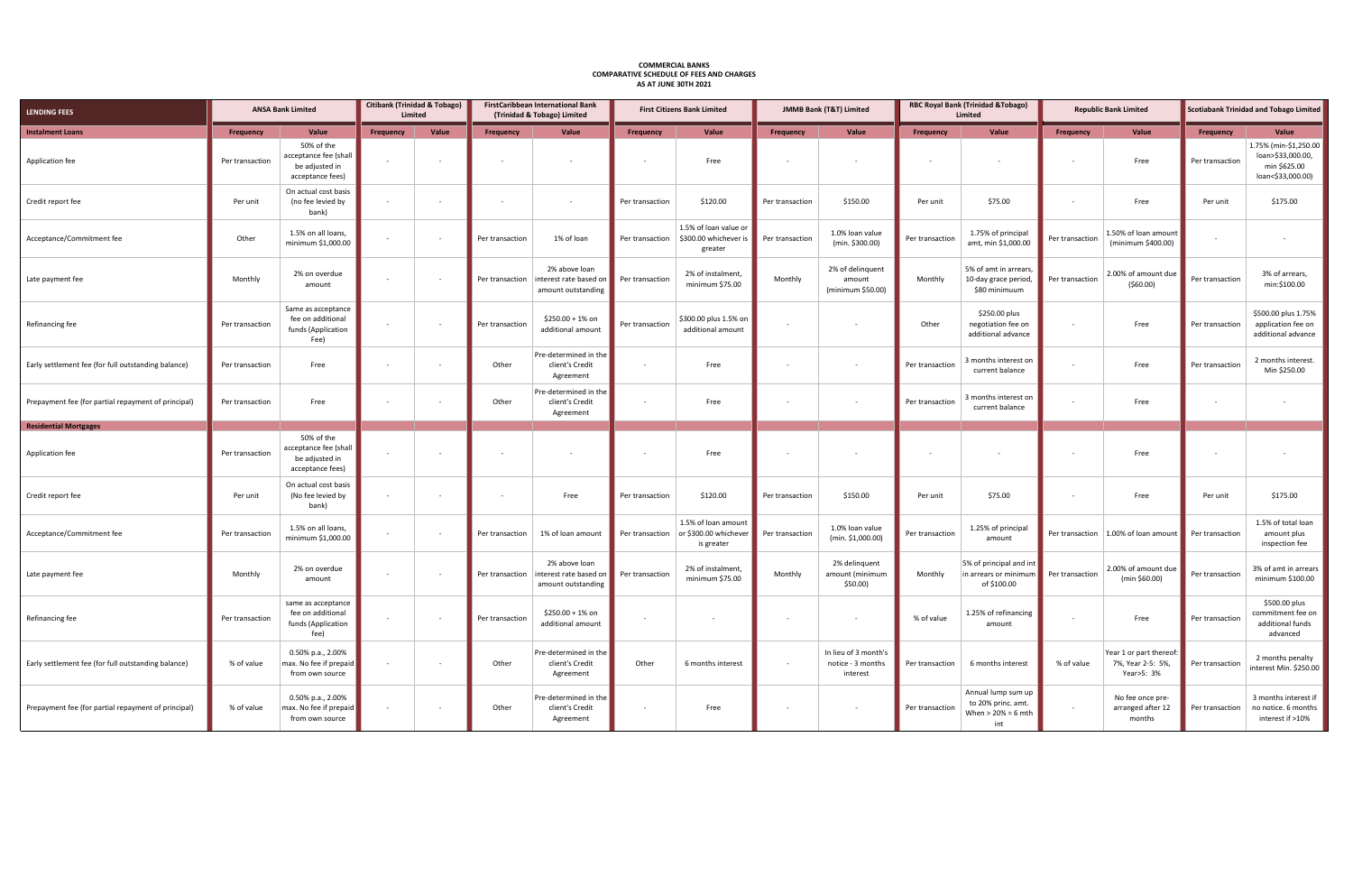# COMMERCIAL BANKS
## COMPARATIVE SCHEDULE OF FEES AND CHARGES
### AS AT JUNE 30TH 2021

| LENDING FEES | ANSA Bank Limited | | Citibank (Trinidad & Tobago) Limited | | FirstCaribbean International Bank (Trinidad & Tobago) Limited | | First Citizens Bank Limited | | JMMB Bank (T&T) Limited | | RBC Royal Bank (Trinidad &Tobago) Limited | | Republic Bank Limited | | Scotiabank Trinidad and Tobago Limited | |
|---|---|---|---|---|---|---|---|---|---|---|---|---|---|---|---|---|
| **Instalment Loans** | Frequency | Value | Frequency | Value | Frequency | Value | Frequency | Value | Frequency | Value | Frequency | Value | Frequency | Value | Frequency | Value |
| Application fee | Per transaction | 50% of the acceptance fee (shall be adjusted in acceptance fees) | - | - | - | - | - | Free | - | - | - | - | - | Free | Per transaction | 1.75% (min-$1,250.00 loan>$33,000.00, min $625.00 loan<$33,000.00) |
| Credit report fee | Per unit | On actual cost basis (no fee levied by bank) | - | - | - | - | Per transaction | $120.00 | Per transaction | $150.00 | Per unit | $75.00 | - | Free | Per unit | $175.00 |
| Acceptance/Commitment fee | Other | 1.5% on all loans, minimum $1,000.00 | - | - | Per transaction | 1% of loan | Per transaction | 1.5% of loan value or $300.00 whichever is greater | Per transaction | 1.0% loan value (min. $300.00) | Per transaction | 1.75% of principal amt, min $1,000.00 | Per transaction | 1.50% of loan amount (minimum $400.00) | - | - |
| Late payment fee | Monthly | 2% on overdue amount | - | - | Per transaction | 2% above loan interest rate based on amount outstanding | Per transaction | 2% of instalment, minimum $75.00 | Monthly | 2% of delinquent amount (minimum $50.00) | Monthly | 5% of amt in arrears, 10-day grace period, $80 minimuum | Per transaction | 2.00% of amount due ($60.00) | Per transaction | 3% of arrears, min:$100.00 |
| Refinancing fee | Per transaction | Same as acceptance fee on additional funds (Application Fee) | - | - | Per transaction | $250.00 + 1% on additional amount | Per transaction | $300.00 plus 1.5% on additional amount | - | - | Other | $250.00 plus negotiation fee on additional advance | - | Free | Per transaction | $500.00 plus 1.75% application fee on additional advance |
| Early settlement fee (for full outstanding balance) | Per transaction | Free | - | - | Other | Pre-determined in the client's Credit Agreement | - | Free | - | - | Per transaction | 3 months interest on current balance | - | Free | Per transaction | 2 months interest. Min $250.00 |
| Prepayment fee (for partial repayment of principal) | Per transaction | Free | - | - | Other | Pre-determined in the client's Credit Agreement | - | Free | - | - | Per transaction | 3 months interest on current balance | - | Free | - | - |
| **Residential Mortgages** | | | | | | | | | | | | | | | | |
| Application fee | Per transaction | 50% of the acceptance fee (shall be adjusted in acceptance fees) | - | - | - | - | - | Free | - | - | - | - | - | Free | - | - |
| Credit report fee | Per unit | On actual cost basis (No fee levied by bank) | - | - | - | Free | Per transaction | $120.00 | Per transaction | $150.00 | Per unit | $75.00 | - | Free | Per unit | $175.00 |
| Acceptance/Commitment fee | Per transaction | 1.5% on all loans, minimum $1,000.00 | - | - | Per transaction | 1% of loan amount | Per transaction | 1.5% of loan amount or $300.00 whichever is greater | Per transaction | 1.0% loan value (min. $1,000.00) | Per transaction | 1.25% of principal amount | Per transaction | 1.00% of loan amount | Per transaction | 1.5% of total loan amount plus inspection fee |
| Late payment fee | Monthly | 2% on overdue amount | - | - | Per transaction | 2% above loan interest rate based on amount outstanding | Per transaction | 2% of instalment, minimum $75.00 | Monthly | 2% delinquent amount (minimum $50.00) | Monthly | 5% of principal and int in arrears or minimum of $100.00 | Per transaction | 2.00% of amount due (min $60.00) | Per transaction | 3% of amt in arrears minimum $100.00 |
| Refinancing fee | Per transaction | same as acceptance fee on additional funds (Application fee) | - | - | Per transaction | $250.00 + 1% on additional amount | - | - | - | - | % of value | 1.25% of refinancing amount | - | Free | Per transaction | $500.00 plus commitment fee on additional funds advanced |
| Early settlement fee (for full outstanding balance) | % of value | 0.50% p.a., 2.00% max. No fee if prepaid from own source | - | - | Other | Pre-determined in the client's Credit Agreement | Other | 6 months interest | - | In lieu of 3 month's notice - 3 months interest | Per transaction | 6 months interest | % of value | Year 1 or part thereof: 7%, Year 2-5: 5%, Year>5: 3% | Per transaction | 2 months penalty interest Min. $250.00 |
| Prepayment fee (for partial repayment of principal) | % of value | 0.50% p.a., 2.00% max. No fee if prepaid from own source | - | - | Other | Pre-determined in the client's Credit Agreement | - | Free | - | - | Per transaction | Annual lump sum up to 20% princ. amt. When > 20% = 6 mth int | - | No fee once pre-arranged after 12 months | Per transaction | 3 months interest if no notice. 6 months interest if >10% |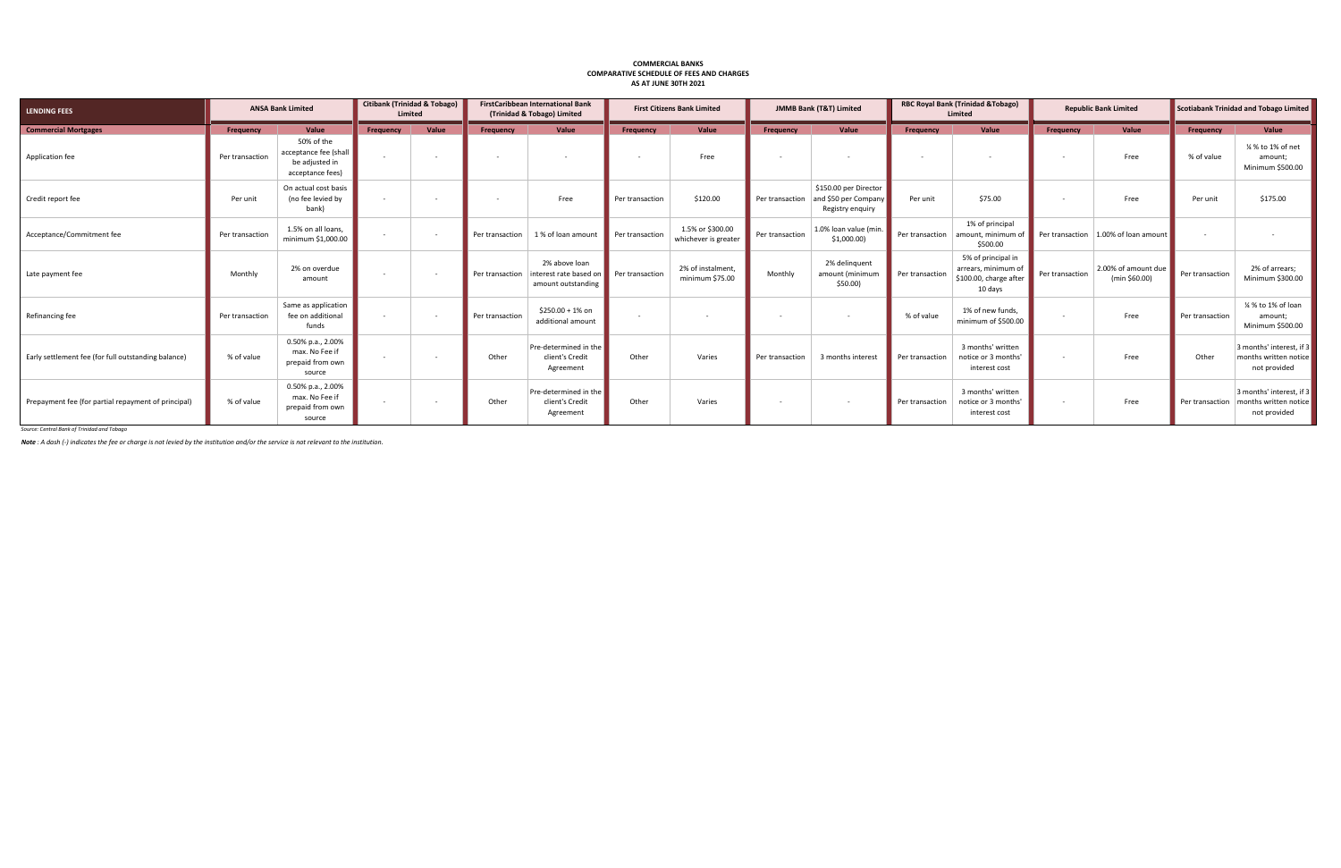**COMMERCIAL BANKS**
**COMPARATIVE SCHEDULE OF FEES AND CHARGES**
**AS AT JUNE 30TH 2021**

| LENDING FEES | ANSA Bank Limited | | Citibank (Trinidad & Tobago) Limited | | FirstCaribbean International Bank (Trinidad & Tobago) Limited | | First Citizens Bank Limited | | JMMB Bank (T&T) Limited | | RBC Royal Bank (Trinidad &Tobago) Limited | | Republic Bank Limited | | Scotiabank Trinidad and Tobago Limited | |
|---|---|---|---|---|---|---|---|---|---|---|---|---|---|---|---|---|
| **Commercial Mortgages** | **Frequency** | **Value** | **Frequency** | **Value** | **Frequency** | **Value** | **Frequency** | **Value** | **Frequency** | **Value** | **Frequency** | **Value** | **Frequency** | **Value** | **Frequency** | **Value** |
| Application fee | Per transaction | 50% of the acceptance fee (shall be adjusted in acceptance fees) | - | - | - | - | - | Free | - | - | - | - | - | Free | % of value | ¼ % to 1% of net amount; Minimum $500.00 |
| Credit report fee | Per unit | On actual cost basis (no fee levied by bank) | - | - | - | Free | Per transaction | $120.00 | Per transaction | $150.00 per Director and $50 per Company Registry enquiry | Per unit | $75.00 | - | Free | Per unit | $175.00 |
| Acceptance/Commitment fee | Per transaction | 1.5% on all loans, minimum $1,000.00 | - | - | Per transaction | 1 % of loan amount | Per transaction | 1.5% or $300.00 whichever is greater | Per transaction | 1.0% loan value (min. $1,000.00) | Per transaction | 1% of principal amount, minimum of $500.00 | Per transaction | 1.00% of loan amount | - | - |
| Late payment fee | Monthly | 2% on overdue amount | - | - | Per transaction | 2% above loan interest rate based on amount outstanding | Per transaction | 2% of instalment, minimum $75.00 | Monthly | 2% delinquent amount (minimum $50.00) | Per transaction | 5% of principal in arrears, minimum of $100.00, charge after 10 days | Per transaction | 2.00% of amount due (min $60.00) | Per transaction | 2% of arrears; Minimum $300.00 |
| Refinancing fee | Per transaction | Same as application fee on additional funds | - | - | Per transaction | $250.00 + 1% on additional amount | - | - | - | - | % of value | 1% of new funds, minimum of $500.00 | - | Free | Per transaction | ¼ % to 1% of loan amount; Minimum $500.00 |
| Early settlement fee (for full outstanding balance) | % of value | 0.50% p.a., 2.00% max. No Fee if prepaid from own source | - | - | Other | Pre-determined in the client's Credit Agreement | Other | Varies | Per transaction | 3 months interest | Per transaction | 3 months' written notice or 3 months' interest cost | - | Free | Other | 3 months' interest, if 3 months written notice not provided |
| Prepayment fee (for partial repayment of principal) | % of value | 0.50% p.a., 2.00% max. No Fee if prepaid from own source | - | - | Other | Pre-determined in the client's Credit Agreement | Other | Varies | - | - | Per transaction | 3 months' written notice or 3 months' interest cost | - | Free | Per transaction | 3 months' interest, if 3 months written notice not provided |

*Source: Central Bank of Trinidad and Tobago*

***Note** : A dash (-) indicates the fee or charge is not levied by the institution and/or the service is not relevant to the institution.*